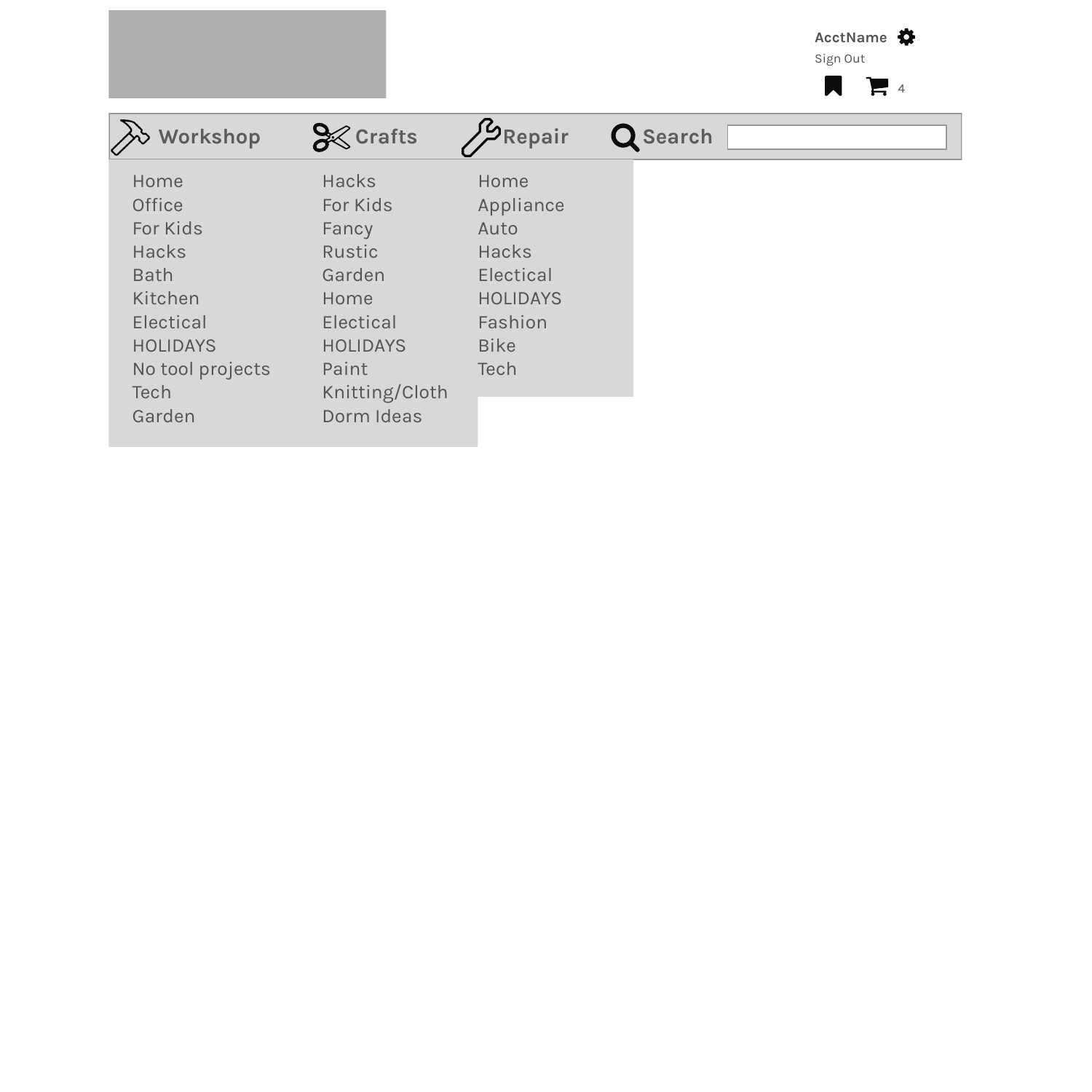AcctName

Sign Out

4

Workshop | Crafts | Repair | Search

| Workshop | Crafts | Repair |
| --- | --- | --- |
| Home | Hacks | Home |
| Office | For Kids | Appliance |
| For Kids | Fancy | Auto |
| Hacks | Rustic | Hacks |
| Bath | Garden | Electical |
| Kitchen | Home | HOLIDAYS |
| Electical | Electical | Fashion |
| HOLIDAYS | HOLIDAYS | Bike |
| No tool projects | Paint | Tech |
| Tech | Knitting/Cloth | |
| Garden | Dorm Ideas | |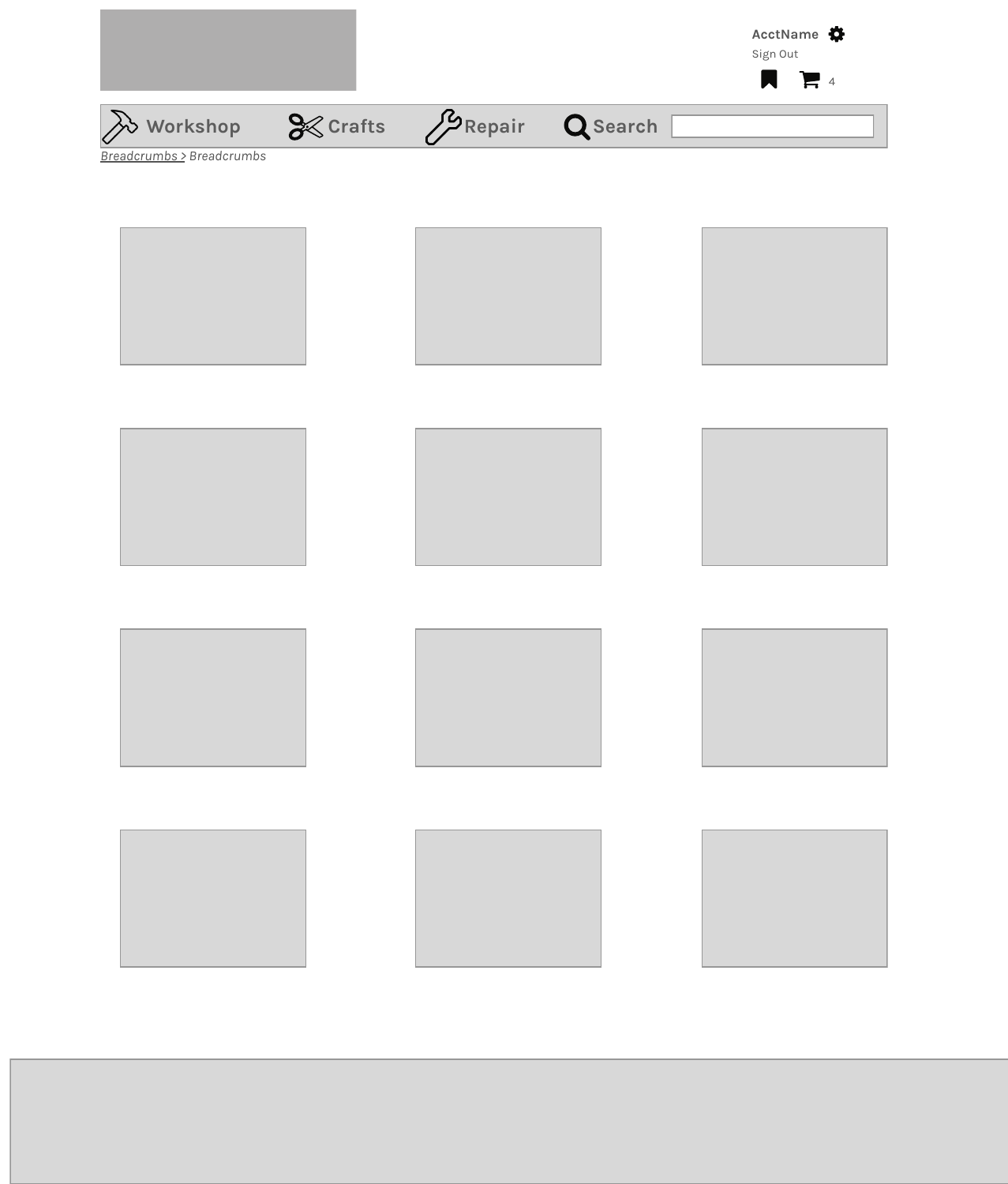AcctName

Sign Out

4

Workshop Crafts Repair Search

Breadcrumbs > Breadcrumbs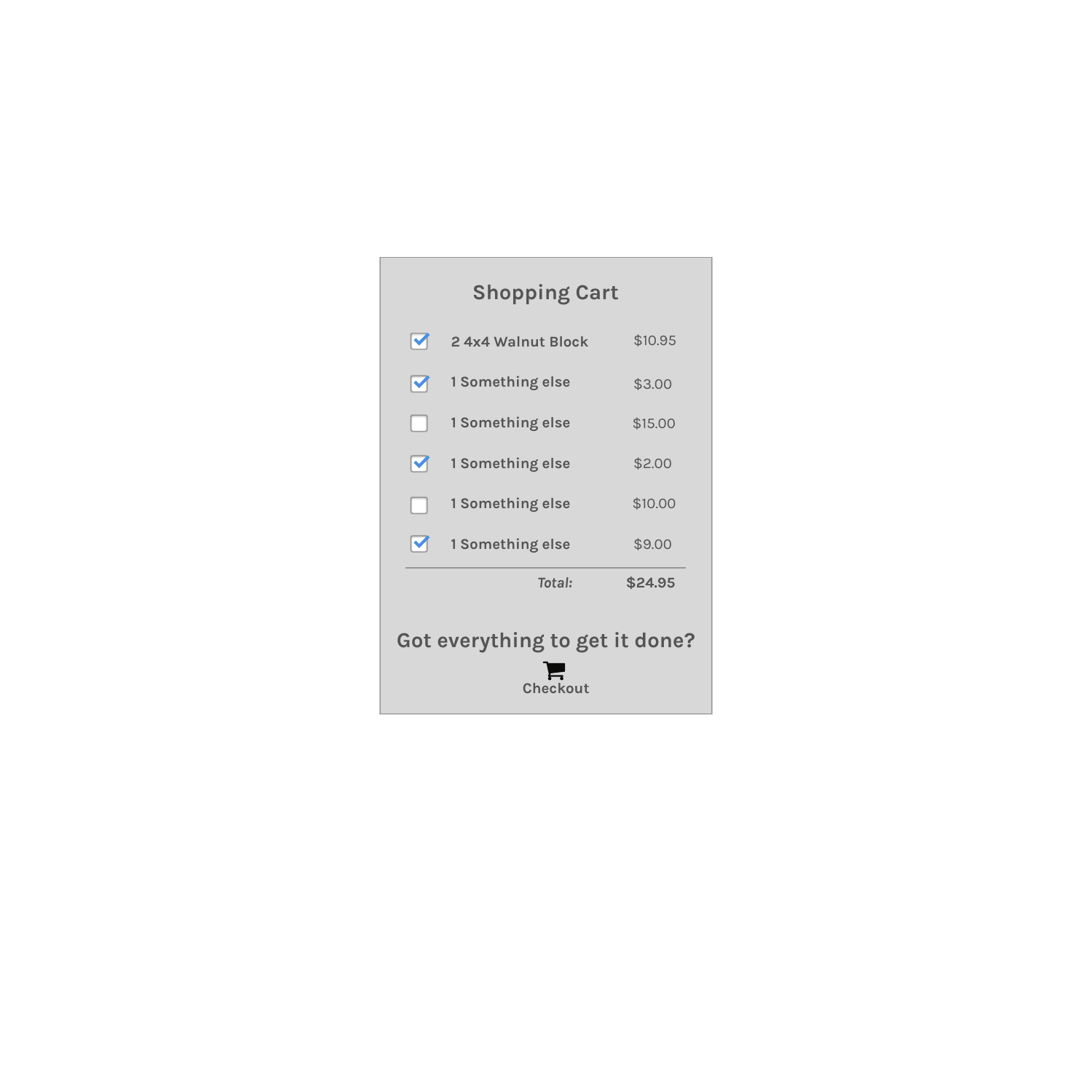## Shopping Cart

| | Item | Price |
|---|---|---|
| [x] | **2 4x4 Walnut Block** | $10.95 |
| [x] | **1 Something else** | $3.00 |
| [ ] | **1 Something else** | $15.00 |
| [x] | **1 Something else** | $2.00 |
| [ ] | **1 Something else** | $10.00 |
| [x] | **1 Something else** | $9.00 |
| | *Total:* | **$24.95** |

**Got everything to get it done?**

**Checkout**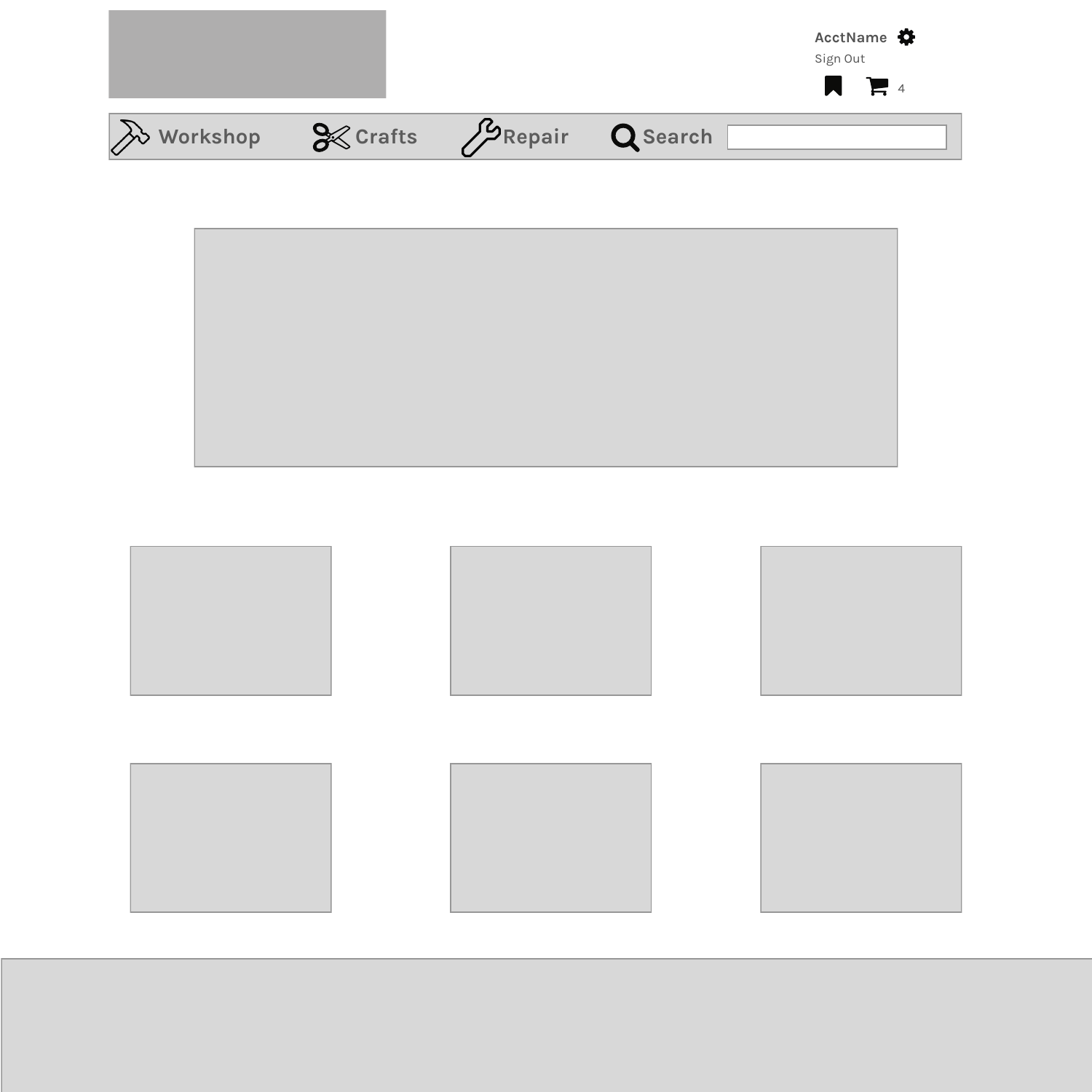AcctName

Sign Out

4

Workshop Crafts Repair Search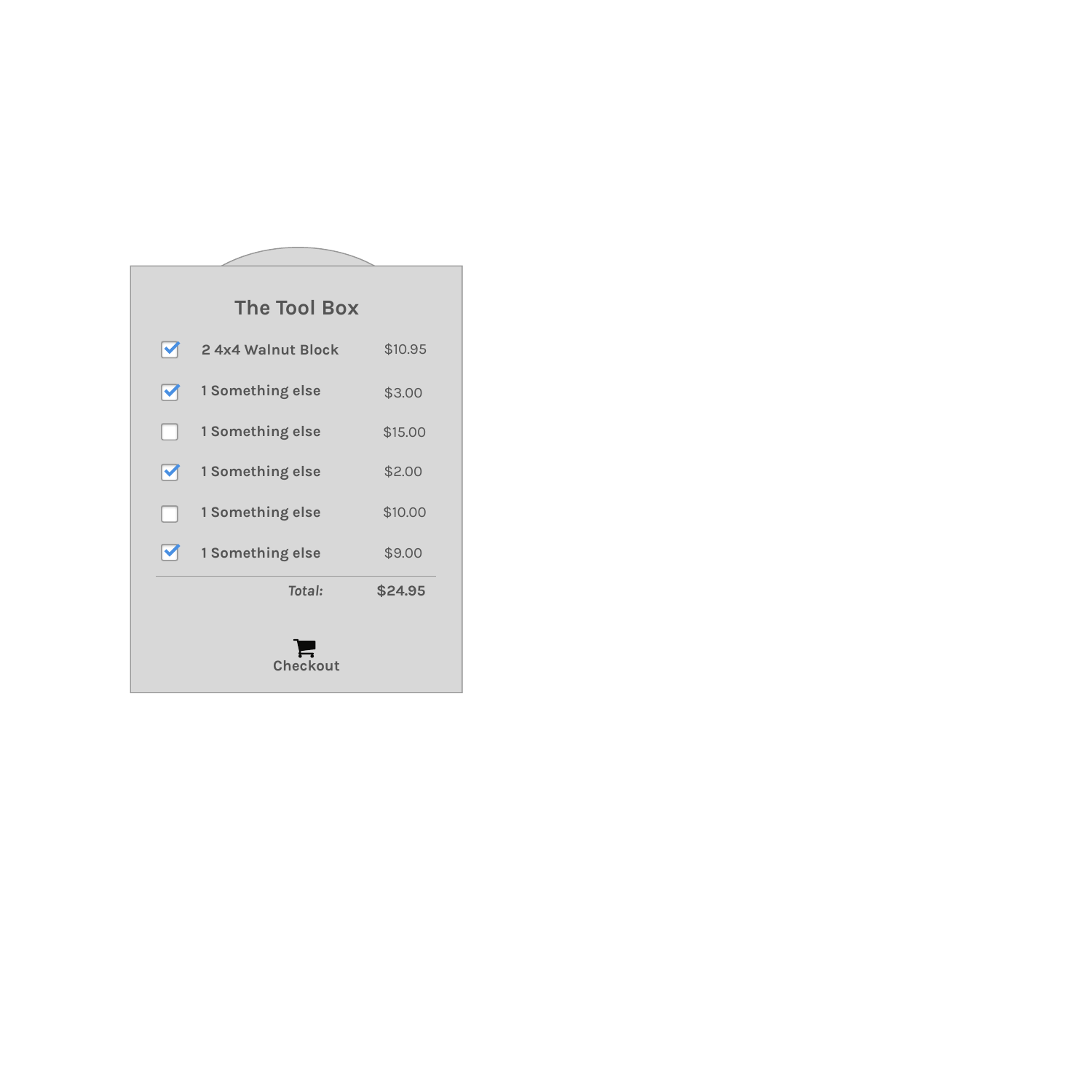## The Tool Box

- [x] 2 4x4 Walnut Block — $10.95
- [x] 1 Something else — $3.00
- [ ] 1 Something else — $15.00
- [x] 1 Something else — $2.00
- [ ] 1 Something else — $10.00
- [x] 1 Something else — $9.00

*Total:* **$24.95**

Checkout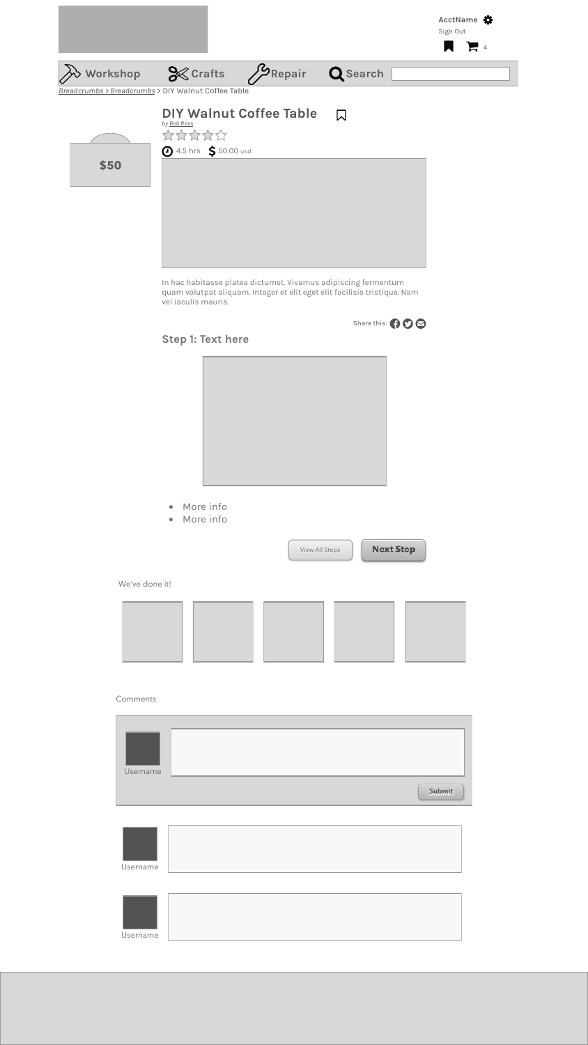AcctName

Sign Out

4

Workshop Crafts Repair Search

*Breadcrumbs > Breadcrumbs* > DIY Walnut Coffee Table

$50

## DIY Walnut Coffee Table

*by Bob Ross*

4.5 hrs $ 50.00 usd

In hac habitasse platea dictumst. Vivamus adipiscing fermentum quam volutpat aliquam. Integer et elit eget elit facilisis tristique. Nam vel iaculis mauris.

Share this:

### Step 1: Text here

- More info
- More info

View All Steps | **Next Step**

We've done it!

Comments

Username

Submit

Username

Username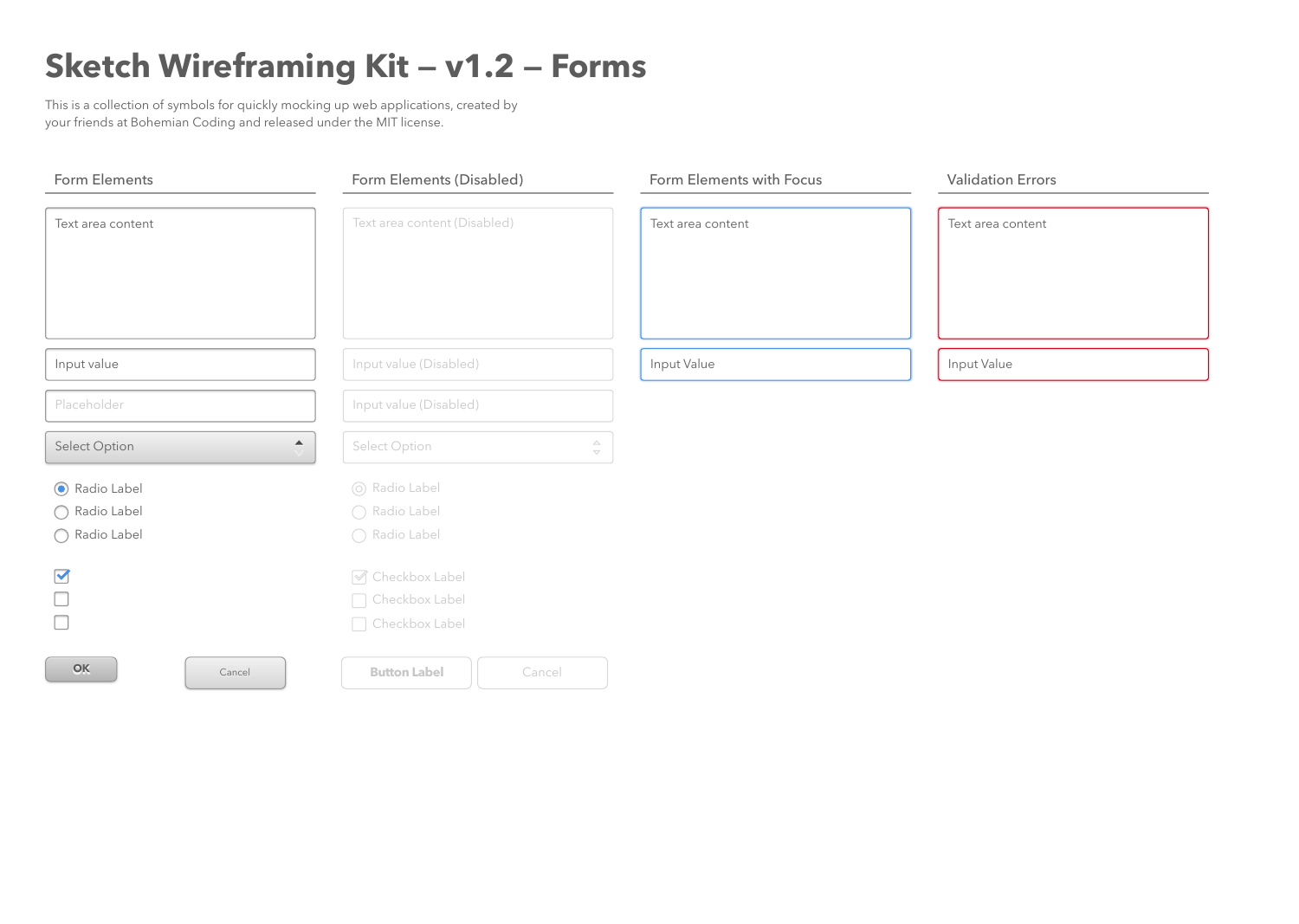# Sketch Wireframing Kit – v1.2 – Forms

This is a collection of symbols for quickly mocking up web applications, created by your friends at Bohemian Coding and released under the MIT license.

## Form Elements

Text area content

Input value

Placeholder

Select Option

Radio Label

Radio Label

Radio Label

OK

Cancel

## Form Elements (Disabled)

Text area content (Disabled)

Input value (Disabled)

Input value (Disabled)

Select Option

Radio Label

Radio Label

Radio Label

Checkbox Label

Checkbox Label

Checkbox Label

Button Label

Cancel

## Form Elements with Focus

Text area content

Input Value

## Validation Errors

Text area content

Input Value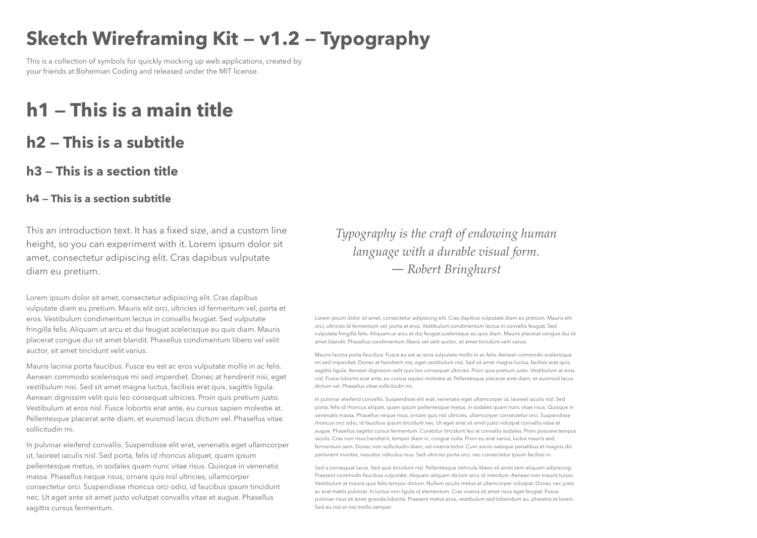# Sketch Wireframing Kit — v1.2 — Typography

This is a collection of symbols for quickly mocking up web applications, created by your friends at Bohemian Coding and released under the MIT license.

# h1 — This is a main title

## h2 — This is a subtitle

### h3 — This is a section title

#### h4 — This is a section subtitle

This an introduction text. It has a fixed size, and a custom line height, so you can experiment with it. Lorem ipsum dolor sit amet, consectetur adipiscing elit. Cras dapibus vulputate diam eu pretium.

Lorem ipsum dolor sit amet, consectetur adipiscing elit. Cras dapibus vulputate diam eu pretium. Mauris elit orci, ultricies id fermentum vel, porta et eros. Vestibulum condimentum lectus in convallis feugiat. Sed vulputate fringilla felis. Aliquam ut arcu et dui feugiat scelerisque eu quis diam. Mauris placerat congue dui sit amet blandit. Phasellus condimentum libero vel velit auctor, sit amet tincidunt velit varius.

Mauris lacinia porta faucibus. Fusce eu est ac eros vulputate mollis in ac felis. Aenean commodo scelerisque mi sed imperdiet. Donec at hendrerit nisi, eget vestibulum nisi. Sed sit amet magna luctus, facilisis erat quis, sagittis ligula. Aenean dignissim velit quis leo consequat ultricies. Proin quis pretium justo. Vestibulum at eros nisl. Fusce lobortis erat ante, eu cursus sapien molestie at. Pellentesque placerat ante diam, et euismod lacus dictum vel. Phasellus vitae sollicitudin mi.

In pulvinar eleifend convallis. Suspendisse elit erat, venenatis eget ullamcorper ut, laoreet iaculis nisl. Sed porta, felis id rhoncus aliquet, quam ipsum pellentesque metus, in sodales quam nunc vitae risus. Quisque in venenatis massa. Phasellus neque risus, ornare quis nisl ultricies, ullamcorper consectetur orci. Suspendisse rhoncus orci odio, id faucibus ipsum tincidunt nec. Ut eget ante sit amet justo volutpat convallis vitae et augue. Phasellus sagittis cursus fermentum.

*Typography is the craft of endowing human language with a durable visual form.*
*— Robert Bringhurst*

Lorem ipsum dolor sit amet, consectetur adipiscing elit. Cras dapibus vulputate diam eu pretium. Mauris elit orci, ultricies id fermentum vel, porta et eros. Vestibulum condimentum lectus in convallis feugiat. Sed vulputate fringilla felis. Aliquam ut arcu et dui feugiat scelerisque eu quis diam. Mauris placerat congue dui sit amet blandit. Phasellus condimentum libero vel velit auctor, sit amet tincidunt velit varius.

Mauris lacinia porta faucibus. Fusce eu est ac eros vulputate mollis in ac felis. Aenean commodo scelerisque mi sed imperdiet. Donec at hendrerit nisi, eget vestibulum nisi. Sed sit amet magna luctus, facilisis erat quis, sagittis ligula. Aenean dignissim velit quis leo consequat ultricies. Proin quis pretium justo. Vestibulum at eros nisl. Fusce lobortis erat ante, eu cursus sapien molestie at. Pellentesque placerat ante diam, et euismod lacus dictum vel. Phasellus vitae sollicitudin mi.

In pulvinar eleifend convallis. Suspendisse elit erat, venenatis eget ullamcorper ut, laoreet iaculis nisl. Sed porta, felis id rhoncus aliquet, quam ipsum pellentesque metus, in sodales quam nunc vitae risus. Quisque in venenatis massa. Phasellus neque risus, ornare quis nisl ultricies, ullamcorper consectetur orci. Suspendisse rhoncus orci odio, id faucibus ipsum tincidunt nec. Ut eget ante sit amet justo volutpat convallis vitae et augue. Phasellus sagittis cursus fermentum. Curabitur tincidunt leo at convallis sodales. Proin posuere tempus iaculis. Cras non risus hendrerit, tempor diam in, congue nulla. Proin eu erat varius, luctus mauris sed, fermentum sem. Donec non sollicitudin diam, vel viverra tortor. Cum sociis natoque penatibus et magnis dis parturient montes, nascetur ridiculus mus. Sed ultricies porta orci, nec consectetur ipsum facilisis in.

Sed a consequat lacus. Sed quis tincidunt nisl. Pellentesque vehicula libero sit amet sem aliquam adipiscing. Praesent commodo faucibus vulputate. Aliquam aliquam dictum arcu id interdum. Aenean non mauris turpis. Vestibulum at mauris quis felis tempor dictum. Nullam iaculis metus at ullamcorper volutpat. Donec nec justo ac erat mattis pulvinar. In luctus non ligula id elementum. Cras viverra sit amet risus eget feugiat. Fusce pulvinar risus sit amet gravida lobortis. Praesent metus eros, vestibulum sed bibendum eu, pharetra et lorem. Sed eu nisl et nisi mollis semper.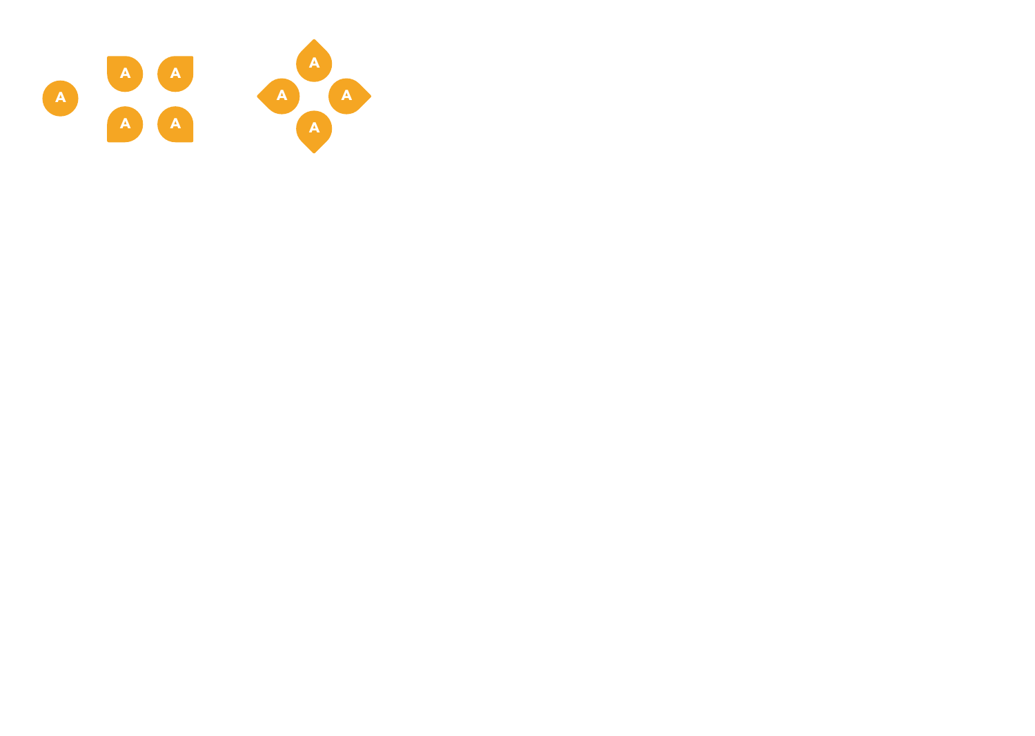A

A A

A A

A

A A

A